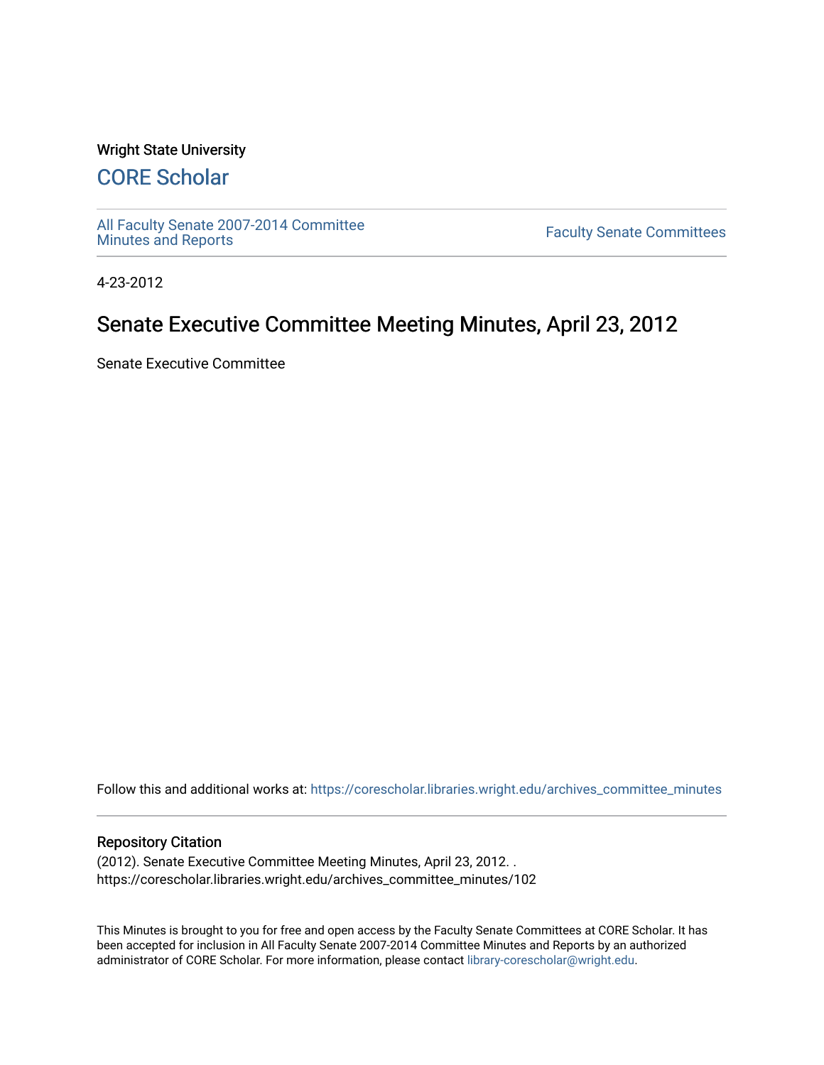Wright State University

# CORE Scholar

All Faculty Senate 2007-2014 Committee Minutes and Reports

Faculty Senate Committees

4-23-2012

## Senate Executive Committee Meeting Minutes, April 23, 2012

Senate Executive Committee

Follow this and additional works at: https://corescholar.libraries.wright.edu/archives_committee_minutes

### Repository Citation

(2012). Senate Executive Committee Meeting Minutes, April 23, 2012. .
https://corescholar.libraries.wright.edu/archives_committee_minutes/102

This Minutes is brought to you for free and open access by the Faculty Senate Committees at CORE Scholar. It has been accepted for inclusion in All Faculty Senate 2007-2014 Committee Minutes and Reports by an authorized administrator of CORE Scholar. For more information, please contact library-corescholar@wright.edu.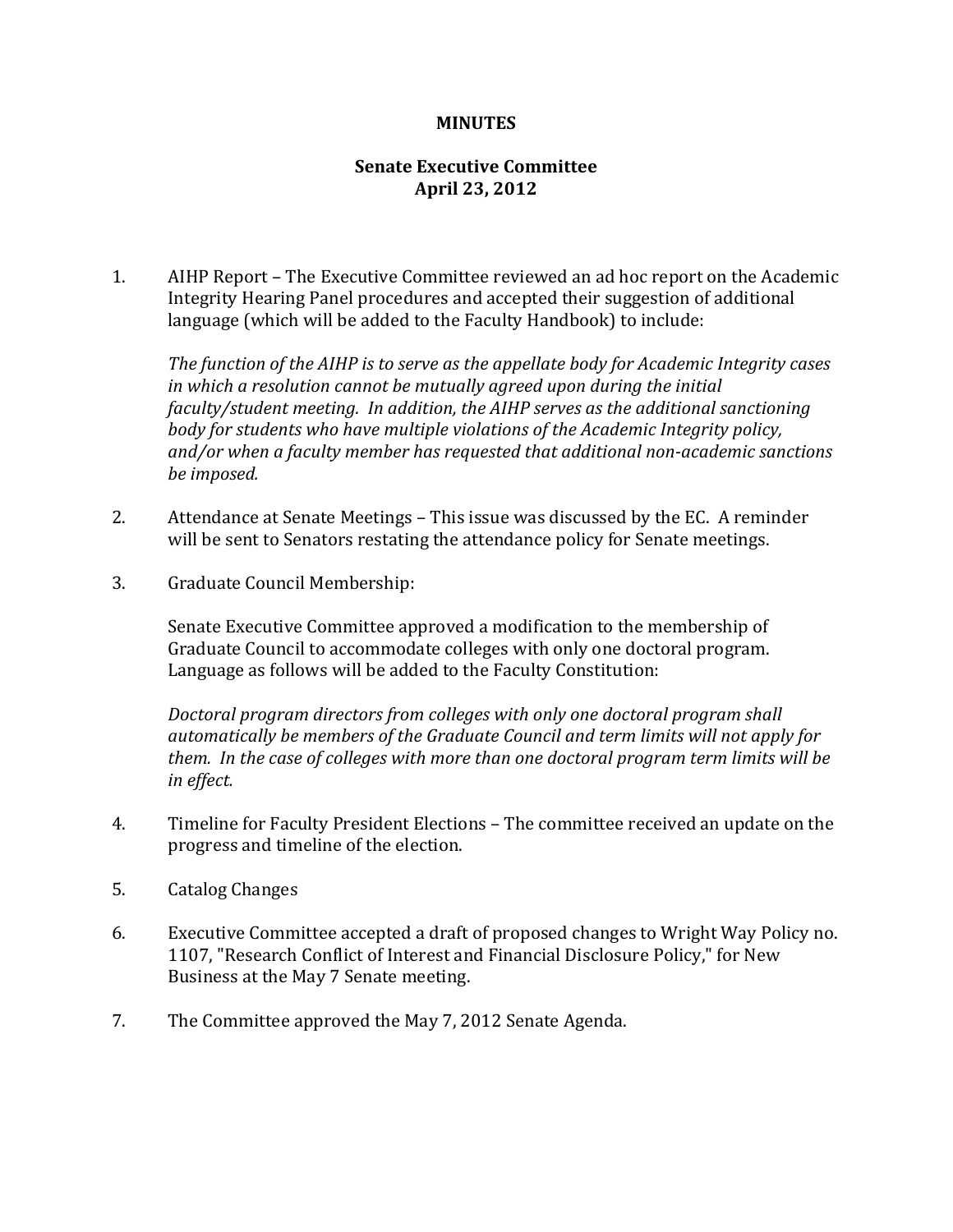**MINUTES**

**Senate Executive Committee**
**April 23, 2012**

1. AIHP Report – The Executive Committee reviewed an ad hoc report on the Academic Integrity Hearing Panel procedures and accepted their suggestion of additional language (which will be added to the Faculty Handbook) to include:

   *The function of the AIHP is to serve as the appellate body for Academic Integrity cases in which a resolution cannot be mutually agreed upon during the initial faculty/student meeting. In addition, the AIHP serves as the additional sanctioning body for students who have multiple violations of the Academic Integrity policy, and/or when a faculty member has requested that additional non-academic sanctions be imposed.*

2. Attendance at Senate Meetings – This issue was discussed by the EC. A reminder will be sent to Senators restating the attendance policy for Senate meetings.

3. Graduate Council Membership:

   Senate Executive Committee approved a modification to the membership of Graduate Council to accommodate colleges with only one doctoral program. Language as follows will be added to the Faculty Constitution:

   *Doctoral program directors from colleges with only one doctoral program shall automatically be members of the Graduate Council and term limits will not apply for them. In the case of colleges with more than one doctoral program term limits will be in effect.*

4. Timeline for Faculty President Elections – The committee received an update on the progress and timeline of the election.

5. Catalog Changes

6. Executive Committee accepted a draft of proposed changes to Wright Way Policy no. 1107, "Research Conflict of Interest and Financial Disclosure Policy," for New Business at the May 7 Senate meeting.

7. The Committee approved the May 7, 2012 Senate Agenda.